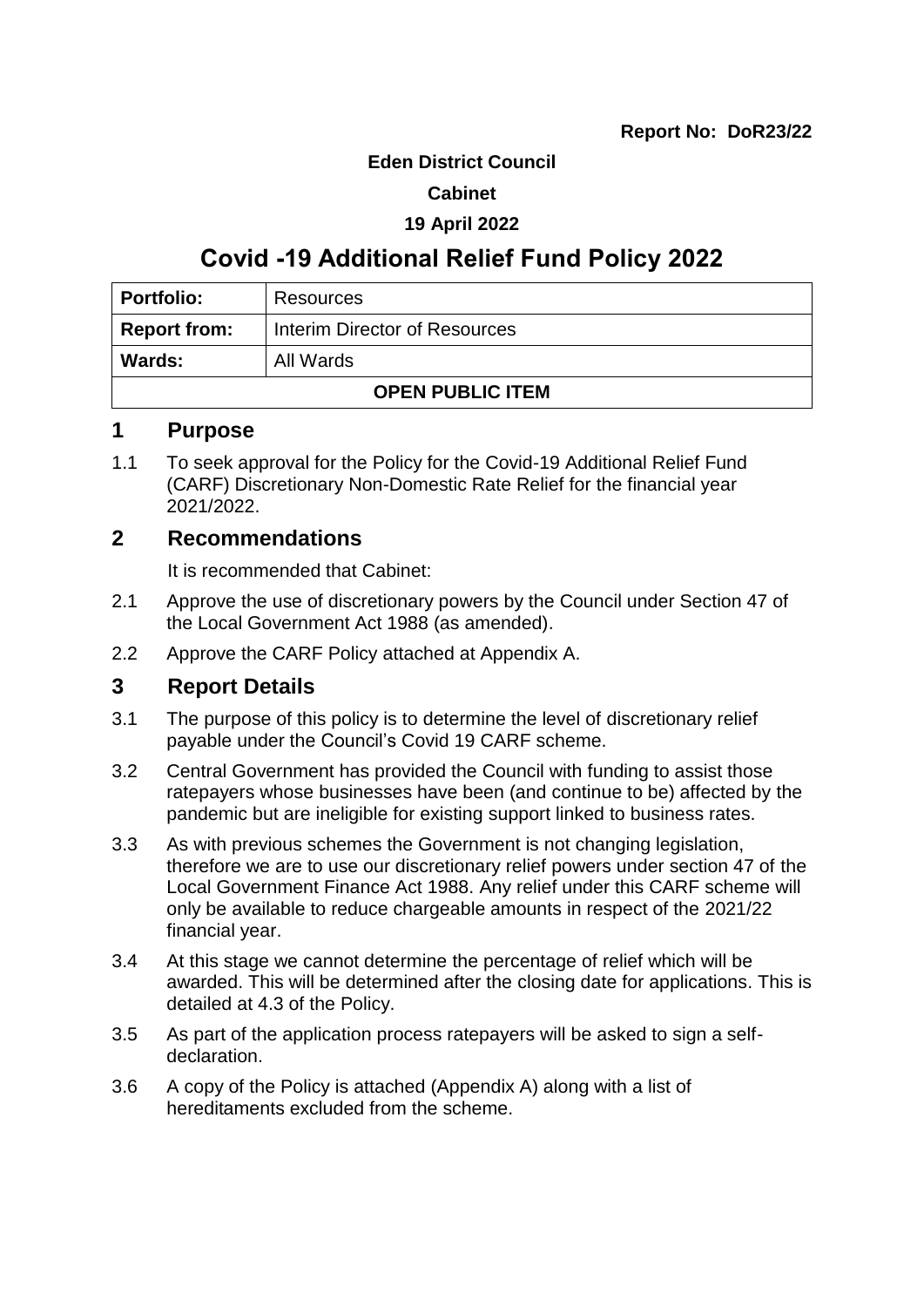**Report No: DoR23/22**

**Eden District Council**

**Cabinet**

**19 April 2022**

# Covid -19 Additional Relief Fund Policy 2022

| **Portfolio:** | Resources |
|---|---|
| **Report from:** | Interim Director of Resources |
| **Wards:** | All Wards |
| **OPEN PUBLIC ITEM** | |

## 1 Purpose

1.1 To seek approval for the Policy for the Covid-19 Additional Relief Fund (CARF) Discretionary Non-Domestic Rate Relief for the financial year 2021/2022.

## 2 Recommendations

It is recommended that Cabinet:

2.1 Approve the use of discretionary powers by the Council under Section 47 of the Local Government Act 1988 (as amended).

2.2 Approve the CARF Policy attached at Appendix A.

## 3 Report Details

3.1 The purpose of this policy is to determine the level of discretionary relief payable under the Council's Covid 19 CARF scheme.

3.2 Central Government has provided the Council with funding to assist those ratepayers whose businesses have been (and continue to be) affected by the pandemic but are ineligible for existing support linked to business rates.

3.3 As with previous schemes the Government is not changing legislation, therefore we are to use our discretionary relief powers under section 47 of the Local Government Finance Act 1988. Any relief under this CARF scheme will only be available to reduce chargeable amounts in respect of the 2021/22 financial year.

3.4 At this stage we cannot determine the percentage of relief which will be awarded. This will be determined after the closing date for applications. This is detailed at 4.3 of the Policy.

3.5 As part of the application process ratepayers will be asked to sign a self-declaration.

3.6 A copy of the Policy is attached (Appendix A) along with a list of hereditaments excluded from the scheme.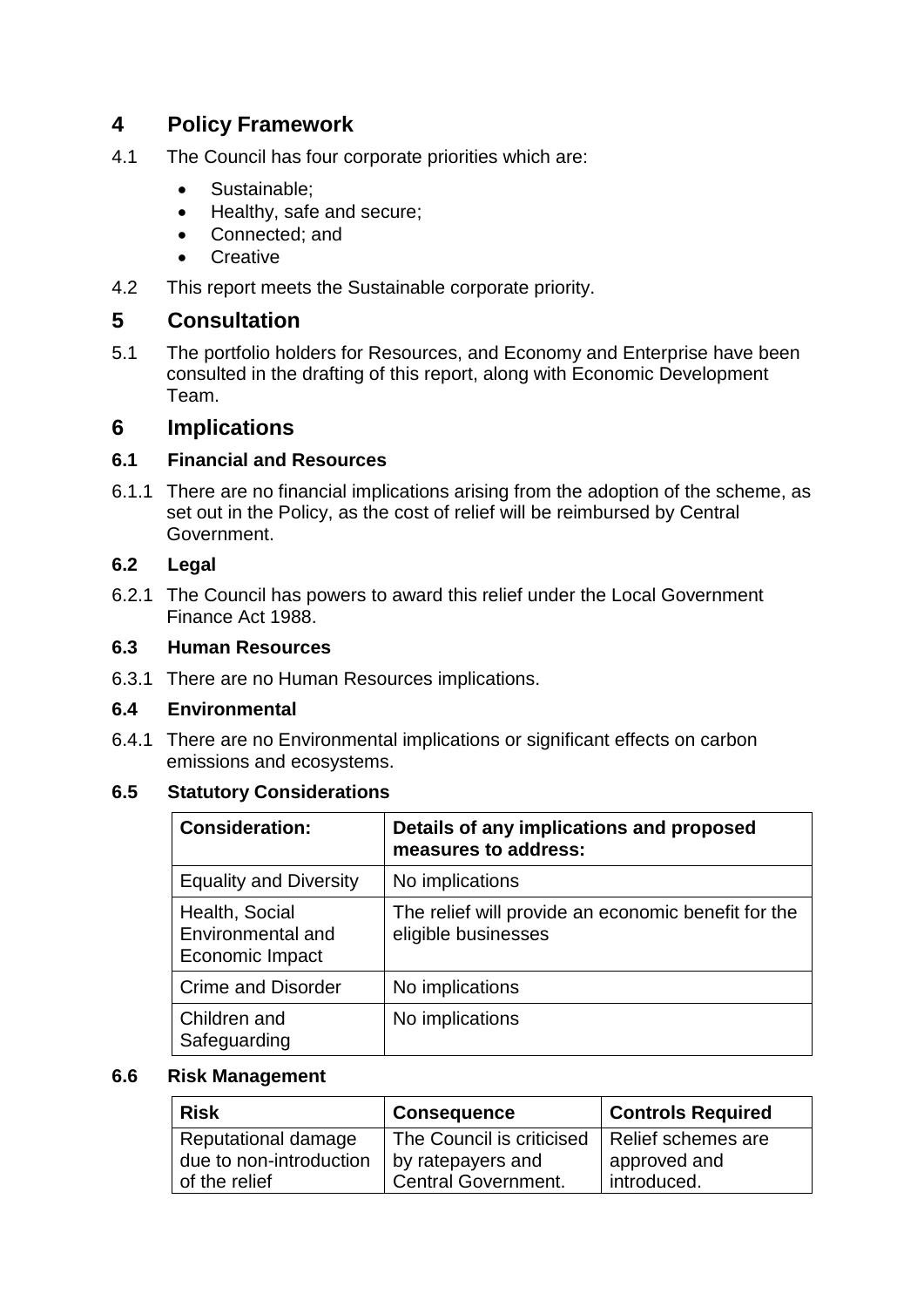## 4 Policy Framework

4.1 The Council has four corporate priorities which are:

- Sustainable;
- Healthy, safe and secure;
- Connected; and
- Creative

4.2 This report meets the Sustainable corporate priority.

## 5 Consultation

5.1 The portfolio holders for Resources, and Economy and Enterprise have been consulted in the drafting of this report, along with Economic Development Team.

## 6 Implications

### 6.1 Financial and Resources

6.1.1 There are no financial implications arising from the adoption of the scheme, as set out in the Policy, as the cost of relief will be reimbursed by Central Government.

### 6.2 Legal

6.2.1 The Council has powers to award this relief under the Local Government Finance Act 1988.

### 6.3 Human Resources

6.3.1 There are no Human Resources implications.

### 6.4 Environmental

6.4.1 There are no Environmental implications or significant effects on carbon emissions and ecosystems.

### 6.5 Statutory Considerations

| Consideration: | Details of any implications and proposed measures to address: |
|---|---|
| Equality and Diversity | No implications |
| Health, Social Environmental and Economic Impact | The relief will provide an economic benefit for the eligible businesses |
| Crime and Disorder | No implications |
| Children and Safeguarding | No implications |

### 6.6 Risk Management

| Risk | Consequence | Controls Required |
|---|---|---|
| Reputational damage due to non-introduction of the relief | The Council is criticised by ratepayers and Central Government. | Relief schemes are approved and introduced. |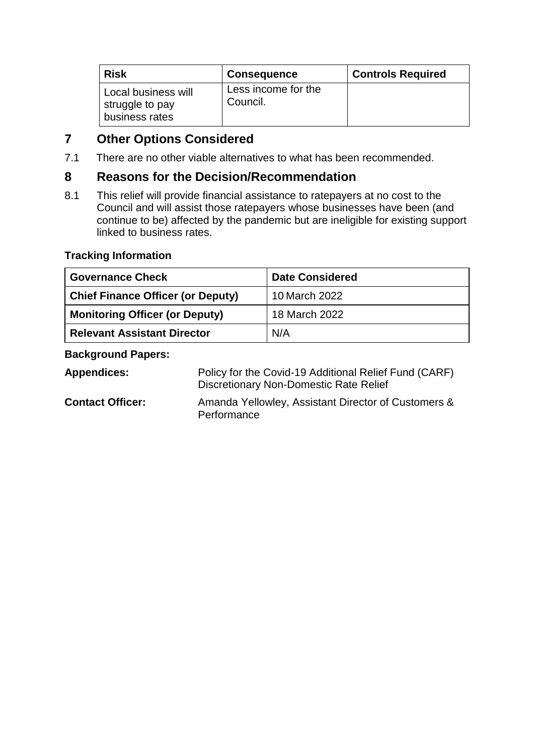| Risk | Consequence | Controls Required |
| --- | --- | --- |
| Local business will struggle to pay business rates | Less income for the Council. | |

## 7 Other Options Considered

7.1 There are no other viable alternatives to what has been recommended.

## 8 Reasons for the Decision/Recommendation

8.1 This relief will provide financial assistance to ratepayers at no cost to the Council and will assist those ratepayers whose businesses have been (and continue to be) affected by the pandemic but are ineligible for existing support linked to business rates.

**Tracking Information**

| Governance Check | Date Considered |
| --- | --- |
| **Chief Finance Officer (or Deputy)** | 10 March 2022 |
| **Monitoring Officer (or Deputy)** | 18 March 2022 |
| **Relevant Assistant Director** | N/A |

**Background Papers:**

**Appendices:** Policy for the Covid-19 Additional Relief Fund (CARF) Discretionary Non-Domestic Rate Relief

**Contact Officer:** Amanda Yellowley, Assistant Director of Customers & Performance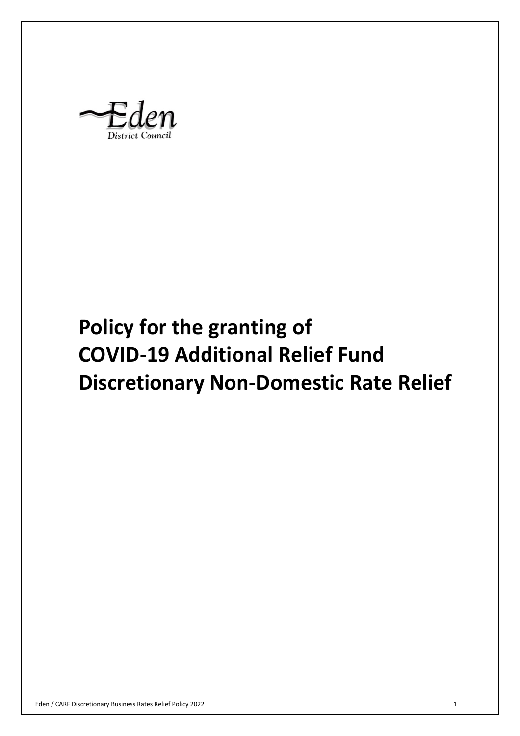Eden District Council

# Policy for the granting of COVID-19 Additional Relief Fund Discretionary Non-Domestic Rate Relief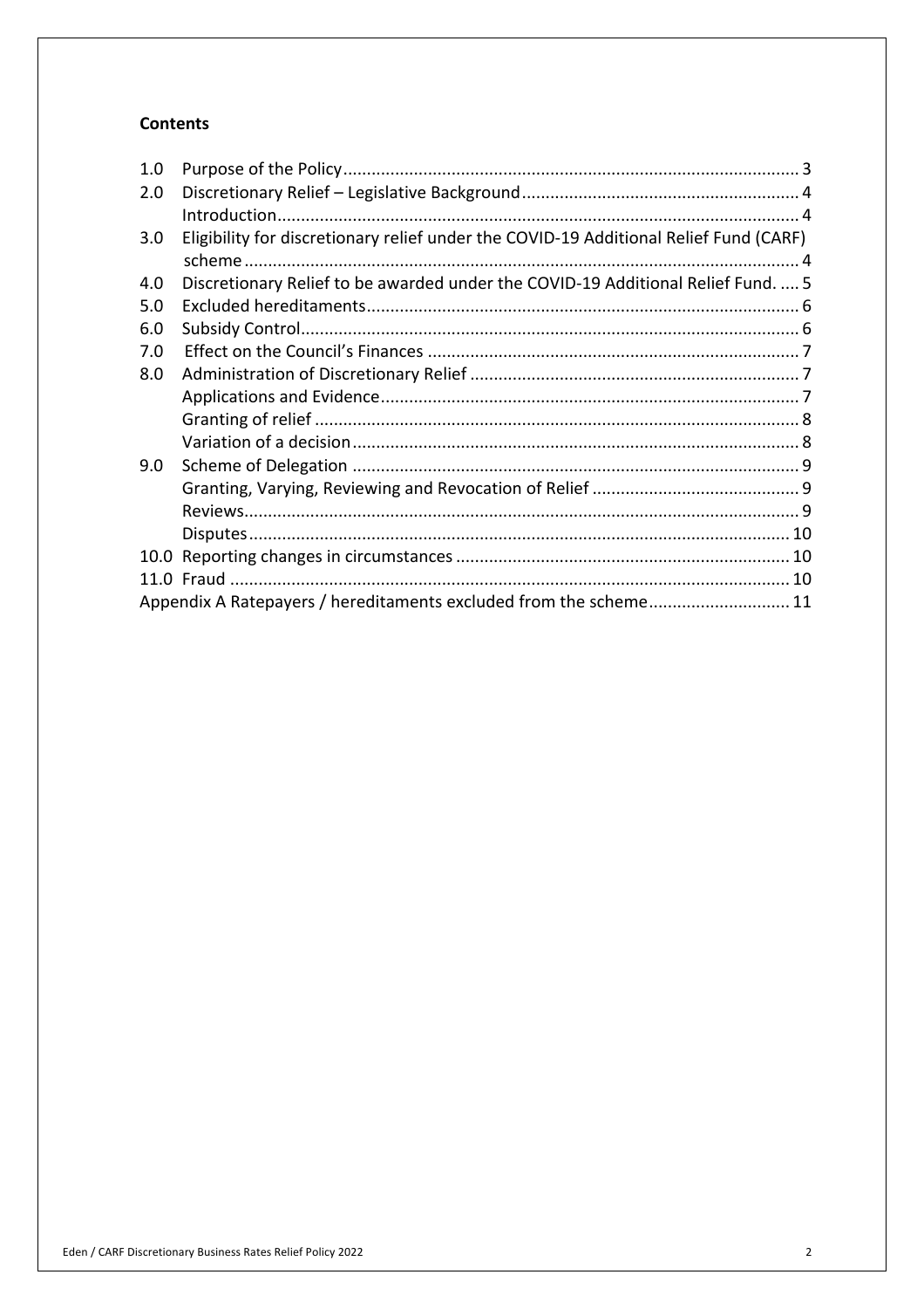**Contents**

| | | |
|---|---|---|
| 1.0 | Purpose of the Policy | 3 |
| 2.0 | Discretionary Relief – Legislative Background | 4 |
| | Introduction | 4 |
| 3.0 | Eligibility for discretionary relief under the COVID-19 Additional Relief Fund (CARF) scheme | 4 |
| 4.0 | Discretionary Relief to be awarded under the COVID-19 Additional Relief Fund. | 5 |
| 5.0 | Excluded hereditaments | 6 |
| 6.0 | Subsidy Control | 6 |
| 7.0 | Effect on the Council's Finances | 7 |
| 8.0 | Administration of Discretionary Relief | 7 |
| | Applications and Evidence | 7 |
| | Granting of relief | 8 |
| | Variation of a decision | 8 |
| 9.0 | Scheme of Delegation | 9 |
| | Granting, Varying, Reviewing and Revocation of Relief | 9 |
| | Reviews | 9 |
| | Disputes | 10 |
| 10.0 | Reporting changes in circumstances | 10 |
| 11.0 | Fraud | 10 |
| | Appendix A Ratepayers / hereditaments excluded from the scheme | 11 |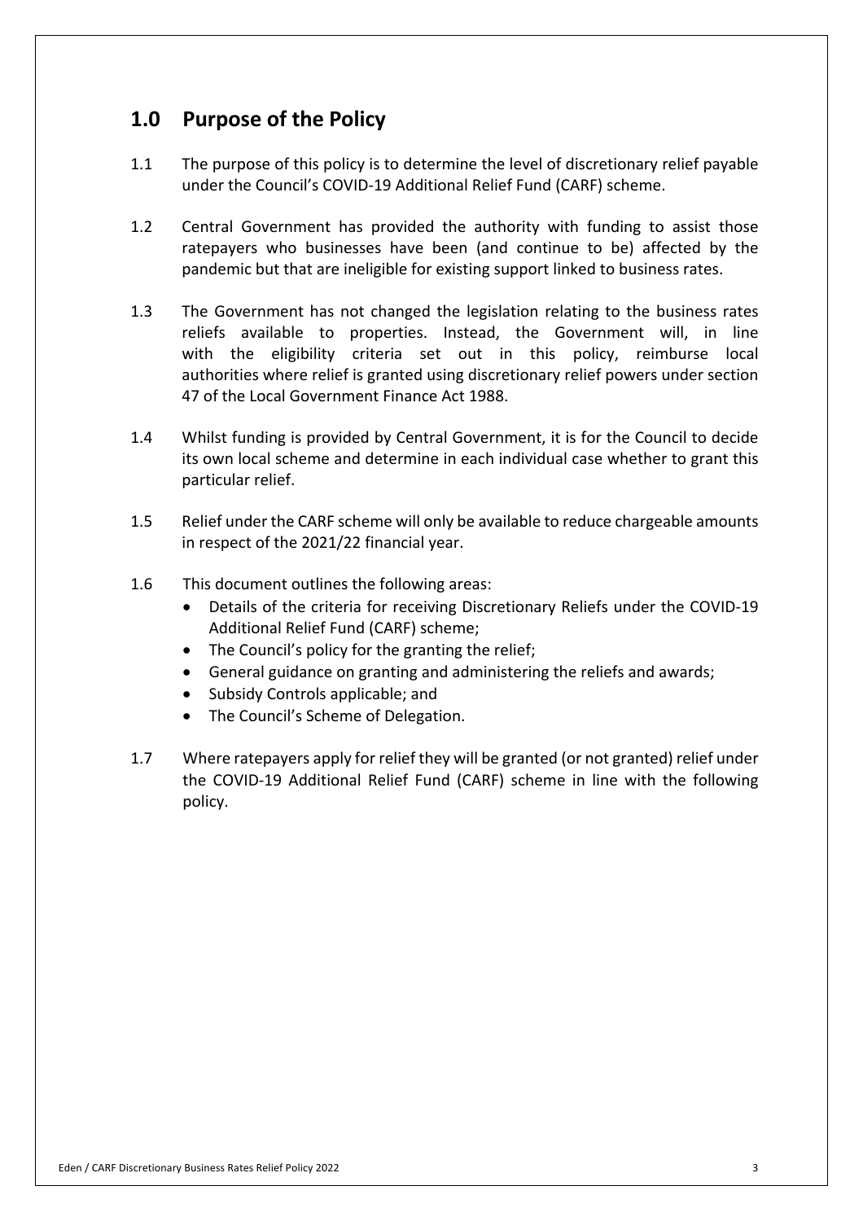## 1.0 Purpose of the Policy

1.1 The purpose of this policy is to determine the level of discretionary relief payable under the Council's COVID-19 Additional Relief Fund (CARF) scheme.

1.2 Central Government has provided the authority with funding to assist those ratepayers who businesses have been (and continue to be) affected by the pandemic but that are ineligible for existing support linked to business rates.

1.3 The Government has not changed the legislation relating to the business rates reliefs available to properties. Instead, the Government will, in line with the eligibility criteria set out in this policy, reimburse local authorities where relief is granted using discretionary relief powers under section 47 of the Local Government Finance Act 1988.

1.4 Whilst funding is provided by Central Government, it is for the Council to decide its own local scheme and determine in each individual case whether to grant this particular relief.

1.5 Relief under the CARF scheme will only be available to reduce chargeable amounts in respect of the 2021/22 financial year.

1.6 This document outlines the following areas:

- Details of the criteria for receiving Discretionary Reliefs under the COVID-19 Additional Relief Fund (CARF) scheme;
- The Council's policy for the granting the relief;
- General guidance on granting and administering the reliefs and awards;
- Subsidy Controls applicable; and
- The Council's Scheme of Delegation.

1.7 Where ratepayers apply for relief they will be granted (or not granted) relief under the COVID-19 Additional Relief Fund (CARF) scheme in line with the following policy.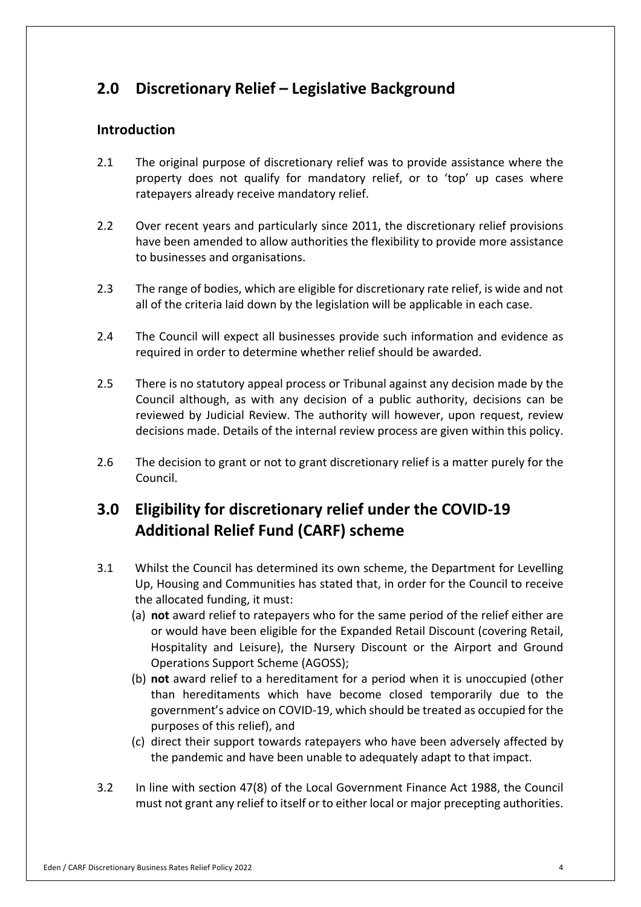## 2.0 Discretionary Relief – Legislative Background

### Introduction

2.1 The original purpose of discretionary relief was to provide assistance where the property does not qualify for mandatory relief, or to 'top' up cases where ratepayers already receive mandatory relief.

2.2 Over recent years and particularly since 2011, the discretionary relief provisions have been amended to allow authorities the flexibility to provide more assistance to businesses and organisations.

2.3 The range of bodies, which are eligible for discretionary rate relief, is wide and not all of the criteria laid down by the legislation will be applicable in each case.

2.4 The Council will expect all businesses provide such information and evidence as required in order to determine whether relief should be awarded.

2.5 There is no statutory appeal process or Tribunal against any decision made by the Council although, as with any decision of a public authority, decisions can be reviewed by Judicial Review. The authority will however, upon request, review decisions made. Details of the internal review process are given within this policy.

2.6 The decision to grant or not to grant discretionary relief is a matter purely for the Council.

## 3.0 Eligibility for discretionary relief under the COVID-19 Additional Relief Fund (CARF) scheme

3.1 Whilst the Council has determined its own scheme, the Department for Levelling Up, Housing and Communities has stated that, in order for the Council to receive the allocated funding, it must:

(a) **not** award relief to ratepayers who for the same period of the relief either are or would have been eligible for the Expanded Retail Discount (covering Retail, Hospitality and Leisure), the Nursery Discount or the Airport and Ground Operations Support Scheme (AGOSS);

(b) **not** award relief to a hereditament for a period when it is unoccupied (other than hereditaments which have become closed temporarily due to the government's advice on COVID-19, which should be treated as occupied for the purposes of this relief), and

(c) direct their support towards ratepayers who have been adversely affected by the pandemic and have been unable to adequately adapt to that impact.

3.2 In line with section 47(8) of the Local Government Finance Act 1988, the Council must not grant any relief to itself or to either local or major precepting authorities.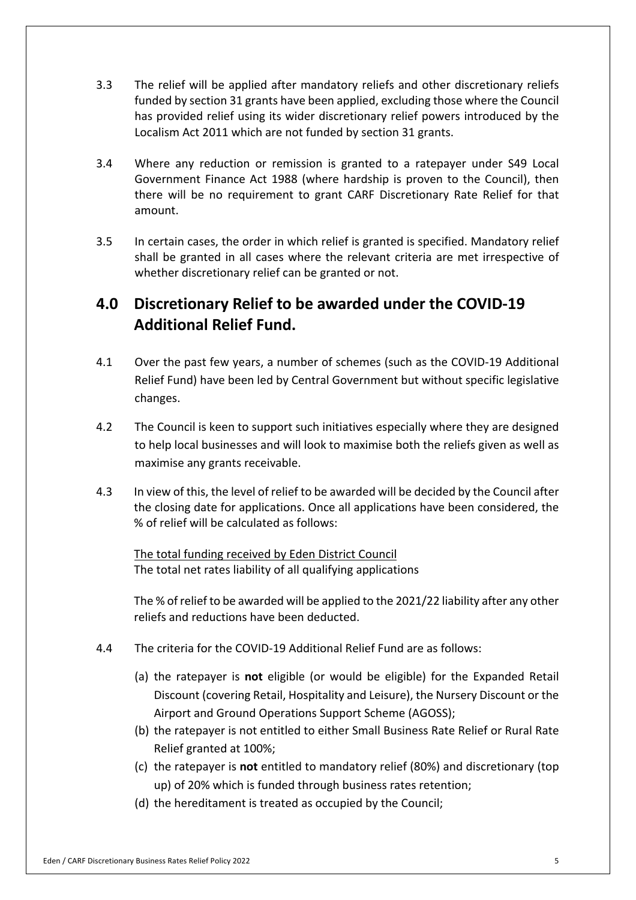3.3 The relief will be applied after mandatory reliefs and other discretionary reliefs funded by section 31 grants have been applied, excluding those where the Council has provided relief using its wider discretionary relief powers introduced by the Localism Act 2011 which are not funded by section 31 grants.

3.4 Where any reduction or remission is granted to a ratepayer under S49 Local Government Finance Act 1988 (where hardship is proven to the Council), then there will be no requirement to grant CARF Discretionary Rate Relief for that amount.

3.5 In certain cases, the order in which relief is granted is specified. Mandatory relief shall be granted in all cases where the relevant criteria are met irrespective of whether discretionary relief can be granted or not.

## 4.0 Discretionary Relief to be awarded under the COVID-19 Additional Relief Fund.

4.1 Over the past few years, a number of schemes (such as the COVID-19 Additional Relief Fund) have been led by Central Government but without specific legislative changes.

4.2 The Council is keen to support such initiatives especially where they are designed to help local businesses and will look to maximise both the reliefs given as well as maximise any grants receivable.

4.3 In view of this, the level of relief to be awarded will be decided by the Council after the closing date for applications. Once all applications have been considered, the % of relief will be calculated as follows:

$$\frac{\text{The total funding received by Eden District Council}}{\text{The total net rates liability of all qualifying applications}}$$

The % of relief to be awarded will be applied to the 2021/22 liability after any other reliefs and reductions have been deducted.

4.4 The criteria for the COVID-19 Additional Relief Fund are as follows:

(a) the ratepayer is **not** eligible (or would be eligible) for the Expanded Retail Discount (covering Retail, Hospitality and Leisure), the Nursery Discount or the Airport and Ground Operations Support Scheme (AGOSS);

(b) the ratepayer is not entitled to either Small Business Rate Relief or Rural Rate Relief granted at 100%;

(c) the ratepayer is **not** entitled to mandatory relief (80%) and discretionary (top up) of 20% which is funded through business rates retention;

(d) the hereditament is treated as occupied by the Council;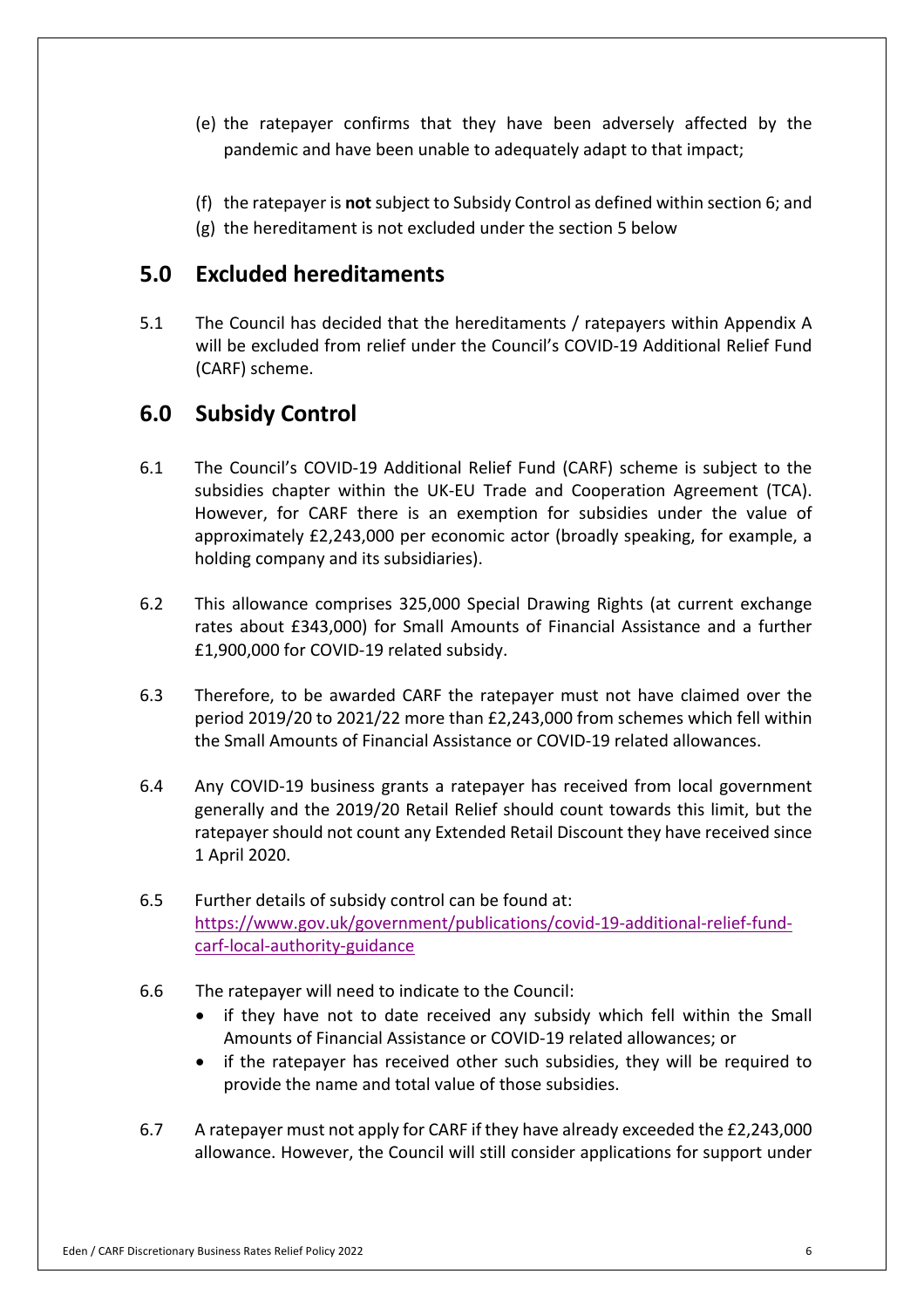(e) the ratepayer confirms that they have been adversely affected by the pandemic and have been unable to adequately adapt to that impact;

(f) the ratepayer is **not** subject to Subsidy Control as defined within section 6; and

(g) the hereditament is not excluded under the section 5 below

## 5.0 Excluded hereditaments

5.1 The Council has decided that the hereditaments / ratepayers within Appendix A will be excluded from relief under the Council's COVID-19 Additional Relief Fund (CARF) scheme.

## 6.0 Subsidy Control

6.1 The Council's COVID-19 Additional Relief Fund (CARF) scheme is subject to the subsidies chapter within the UK-EU Trade and Cooperation Agreement (TCA). However, for CARF there is an exemption for subsidies under the value of approximately £2,243,000 per economic actor (broadly speaking, for example, a holding company and its subsidiaries).

6.2 This allowance comprises 325,000 Special Drawing Rights (at current exchange rates about £343,000) for Small Amounts of Financial Assistance and a further £1,900,000 for COVID-19 related subsidy.

6.3 Therefore, to be awarded CARF the ratepayer must not have claimed over the period 2019/20 to 2021/22 more than £2,243,000 from schemes which fell within the Small Amounts of Financial Assistance or COVID-19 related allowances.

6.4 Any COVID-19 business grants a ratepayer has received from local government generally and the 2019/20 Retail Relief should count towards this limit, but the ratepayer should not count any Extended Retail Discount they have received since 1 April 2020.

6.5 Further details of subsidy control can be found at: [https://www.gov.uk/government/publications/covid-19-additional-relief-fund-carf-local-authority-guidance](https://www.gov.uk/government/publications/covid-19-additional-relief-fund-carf-local-authority-guidance)

6.6 The ratepayer will need to indicate to the Council:

- if they have not to date received any subsidy which fell within the Small Amounts of Financial Assistance or COVID-19 related allowances; or
- if the ratepayer has received other such subsidies, they will be required to provide the name and total value of those subsidies.

6.7 A ratepayer must not apply for CARF if they have already exceeded the £2,243,000 allowance. However, the Council will still consider applications for support under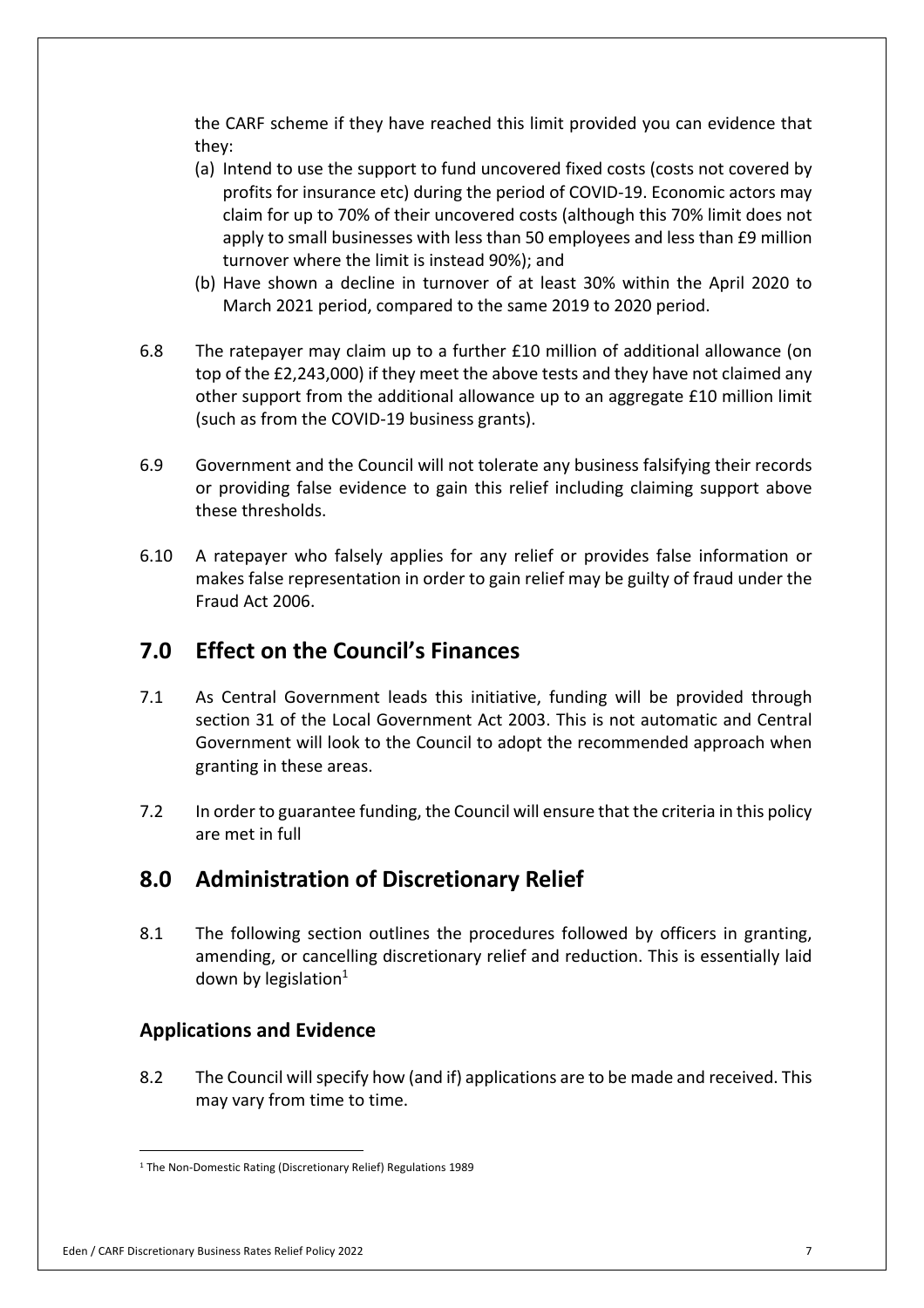the CARF scheme if they have reached this limit provided you can evidence that they:

(a) Intend to use the support to fund uncovered fixed costs (costs not covered by profits for insurance etc) during the period of COVID-19. Economic actors may claim for up to 70% of their uncovered costs (although this 70% limit does not apply to small businesses with less than 50 employees and less than £9 million turnover where the limit is instead 90%); and

(b) Have shown a decline in turnover of at least 30% within the April 2020 to March 2021 period, compared to the same 2019 to 2020 period.

6.8 The ratepayer may claim up to a further £10 million of additional allowance (on top of the £2,243,000) if they meet the above tests and they have not claimed any other support from the additional allowance up to an aggregate £10 million limit (such as from the COVID-19 business grants).

6.9 Government and the Council will not tolerate any business falsifying their records or providing false evidence to gain this relief including claiming support above these thresholds.

6.10 A ratepayer who falsely applies for any relief or provides false information or makes false representation in order to gain relief may be guilty of fraud under the Fraud Act 2006.

## 7.0 Effect on the Council's Finances

7.1 As Central Government leads this initiative, funding will be provided through section 31 of the Local Government Act 2003. This is not automatic and Central Government will look to the Council to adopt the recommended approach when granting in these areas.

7.2 In order to guarantee funding, the Council will ensure that the criteria in this policy are met in full

## 8.0 Administration of Discretionary Relief

8.1 The following section outlines the procedures followed by officers in granting, amending, or cancelling discretionary relief and reduction. This is essentially laid down by legislation[1]

### Applications and Evidence

8.2 The Council will specify how (and if) applications are to be made and received. This may vary from time to time.

[1] The Non-Domestic Rating (Discretionary Relief) Regulations 1989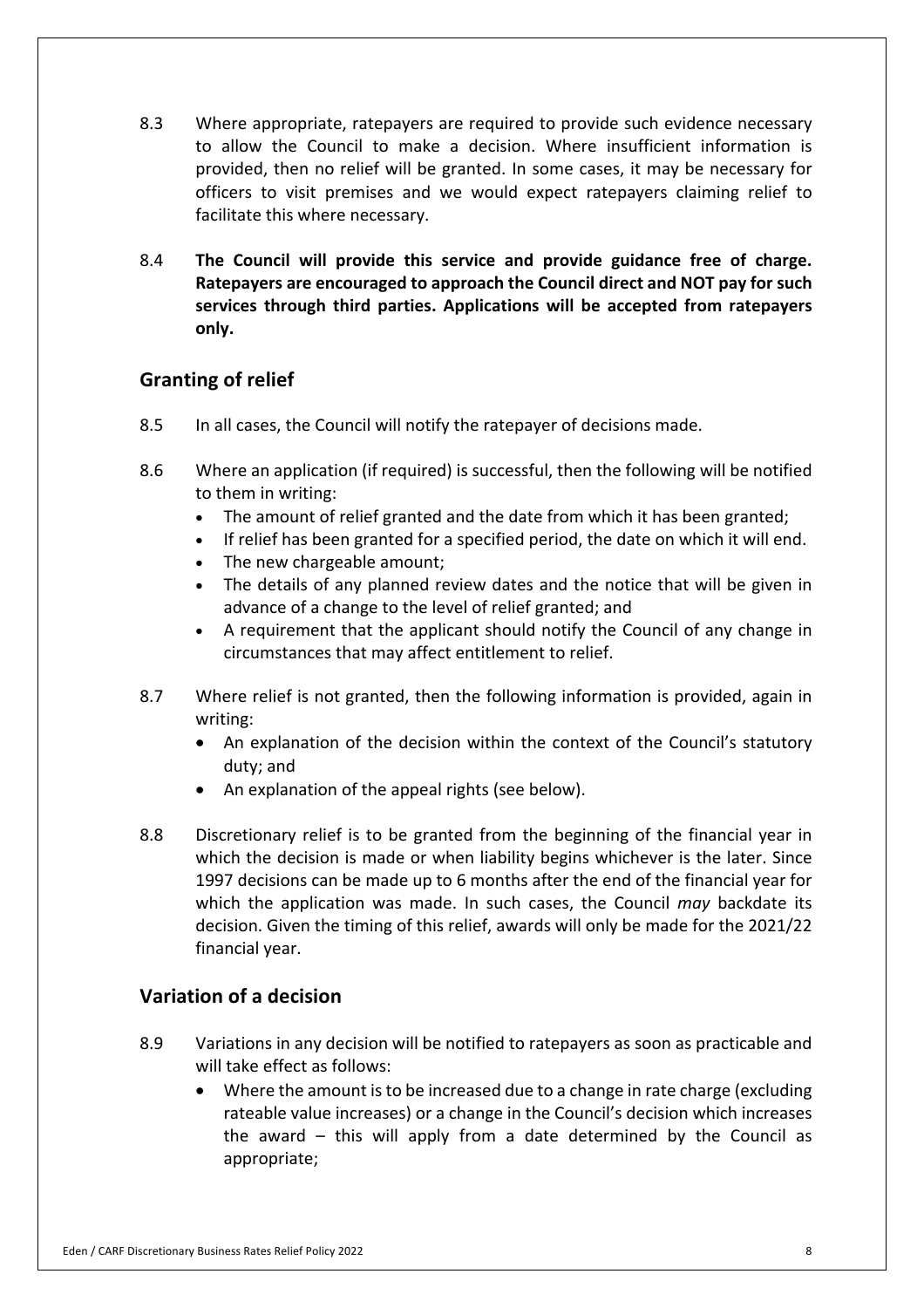8.3 Where appropriate, ratepayers are required to provide such evidence necessary to allow the Council to make a decision. Where insufficient information is provided, then no relief will be granted. In some cases, it may be necessary for officers to visit premises and we would expect ratepayers claiming relief to facilitate this where necessary.

8.4 **The Council will provide this service and provide guidance free of charge. Ratepayers are encouraged to approach the Council direct and NOT pay for such services through third parties. Applications will be accepted from ratepayers only.**

## Granting of relief

8.5 In all cases, the Council will notify the ratepayer of decisions made.

8.6 Where an application (if required) is successful, then the following will be notified to them in writing:

- The amount of relief granted and the date from which it has been granted;
- If relief has been granted for a specified period, the date on which it will end.
- The new chargeable amount;
- The details of any planned review dates and the notice that will be given in advance of a change to the level of relief granted; and
- A requirement that the applicant should notify the Council of any change in circumstances that may affect entitlement to relief.

8.7 Where relief is not granted, then the following information is provided, again in writing:

- An explanation of the decision within the context of the Council's statutory duty; and
- An explanation of the appeal rights (see below).

8.8 Discretionary relief is to be granted from the beginning of the financial year in which the decision is made or when liability begins whichever is the later. Since 1997 decisions can be made up to 6 months after the end of the financial year for which the application was made. In such cases, the Council *may* backdate its decision. Given the timing of this relief, awards will only be made for the 2021/22 financial year.

## Variation of a decision

8.9 Variations in any decision will be notified to ratepayers as soon as practicable and will take effect as follows:

- Where the amount is to be increased due to a change in rate charge (excluding rateable value increases) or a change in the Council's decision which increases the award – this will apply from a date determined by the Council as appropriate;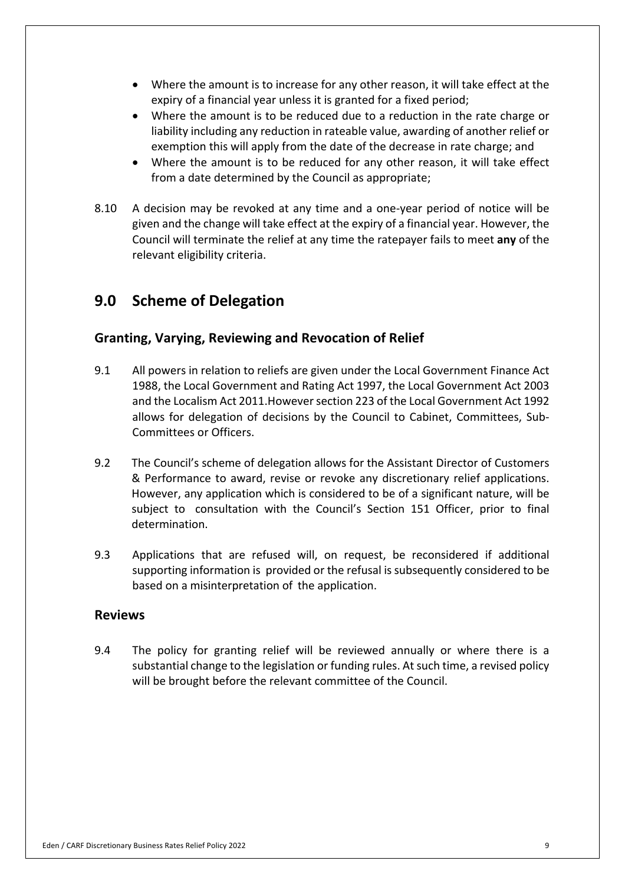- Where the amount is to increase for any other reason, it will take effect at the expiry of a financial year unless it is granted for a fixed period;
- Where the amount is to be reduced due to a reduction in the rate charge or liability including any reduction in rateable value, awarding of another relief or exemption this will apply from the date of the decrease in rate charge; and
- Where the amount is to be reduced for any other reason, it will take effect from a date determined by the Council as appropriate;

8.10 A decision may be revoked at any time and a one-year period of notice will be given and the change will take effect at the expiry of a financial year. However, the Council will terminate the relief at any time the ratepayer fails to meet **any** of the relevant eligibility criteria.

# 9.0 Scheme of Delegation

## Granting, Varying, Reviewing and Revocation of Relief

9.1 All powers in relation to reliefs are given under the Local Government Finance Act 1988, the Local Government and Rating Act 1997, the Local Government Act 2003 and the Localism Act 2011.However section 223 of the Local Government Act 1992 allows for delegation of decisions by the Council to Cabinet, Committees, Sub-Committees or Officers.

9.2 The Council's scheme of delegation allows for the Assistant Director of Customers & Performance to award, revise or revoke any discretionary relief applications. However, any application which is considered to be of a significant nature, will be subject to consultation with the Council's Section 151 Officer, prior to final determination.

9.3 Applications that are refused will, on request, be reconsidered if additional supporting information is provided or the refusal is subsequently considered to be based on a misinterpretation of the application.

## Reviews

9.4 The policy for granting relief will be reviewed annually or where there is a substantial change to the legislation or funding rules. At such time, a revised policy will be brought before the relevant committee of the Council.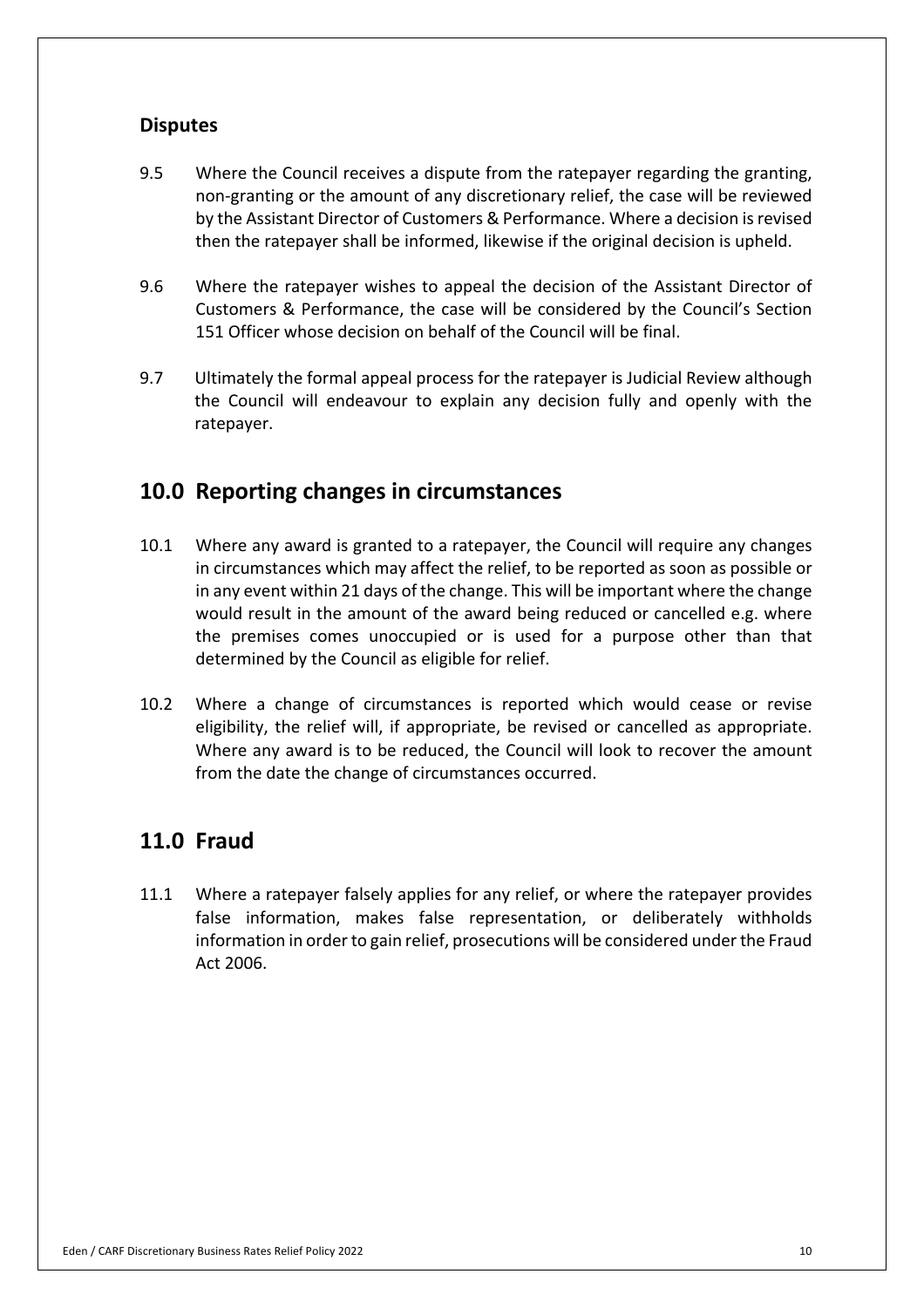### Disputes

9.5 Where the Council receives a dispute from the ratepayer regarding the granting, non-granting or the amount of any discretionary relief, the case will be reviewed by the Assistant Director of Customers & Performance. Where a decision is revised then the ratepayer shall be informed, likewise if the original decision is upheld.

9.6 Where the ratepayer wishes to appeal the decision of the Assistant Director of Customers & Performance, the case will be considered by the Council's Section 151 Officer whose decision on behalf of the Council will be final.

9.7 Ultimately the formal appeal process for the ratepayer is Judicial Review although the Council will endeavour to explain any decision fully and openly with the ratepayer.

## 10.0 Reporting changes in circumstances

10.1 Where any award is granted to a ratepayer, the Council will require any changes in circumstances which may affect the relief, to be reported as soon as possible or in any event within 21 days of the change. This will be important where the change would result in the amount of the award being reduced or cancelled e.g. where the premises comes unoccupied or is used for a purpose other than that determined by the Council as eligible for relief.

10.2 Where a change of circumstances is reported which would cease or revise eligibility, the relief will, if appropriate, be revised or cancelled as appropriate. Where any award is to be reduced, the Council will look to recover the amount from the date the change of circumstances occurred.

## 11.0 Fraud

11.1 Where a ratepayer falsely applies for any relief, or where the ratepayer provides false information, makes false representation, or deliberately withholds information in order to gain relief, prosecutions will be considered under the Fraud Act 2006.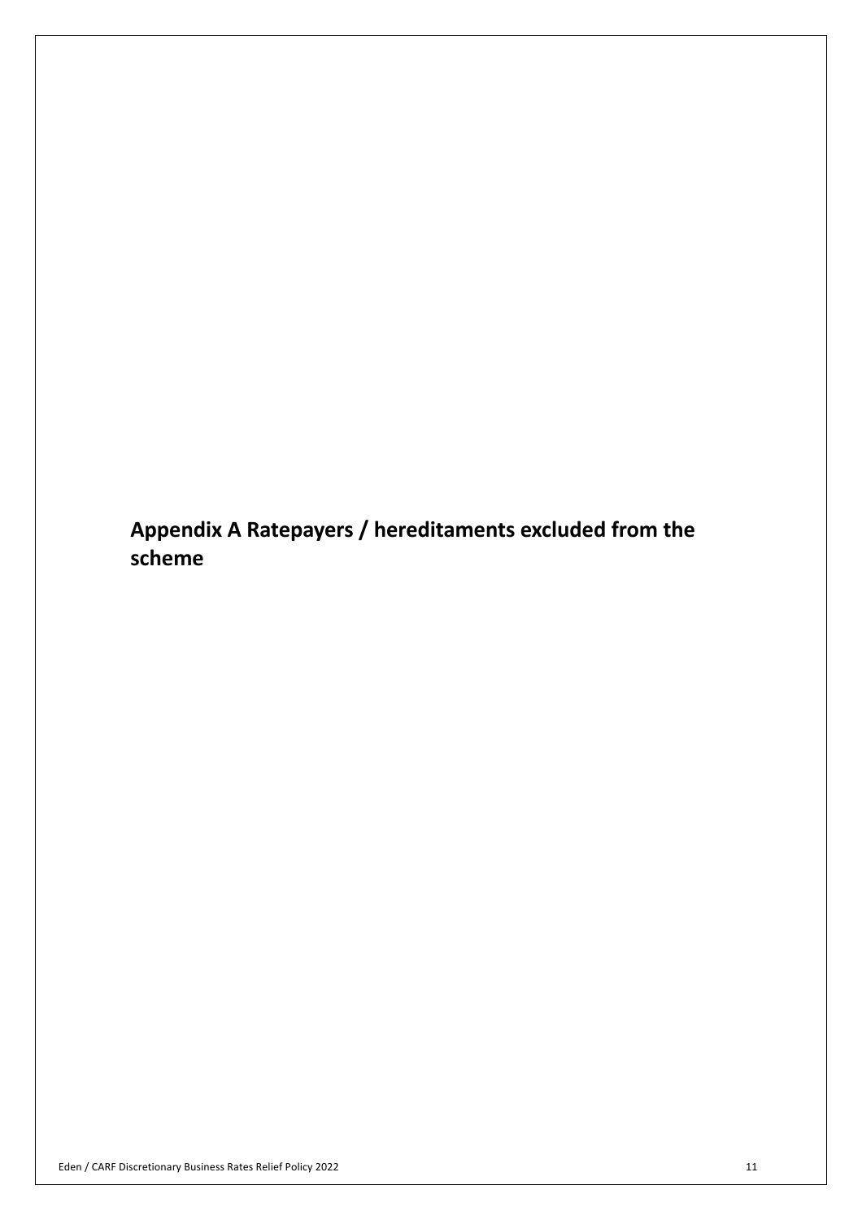# Appendix A Ratepayers / hereditaments excluded from the scheme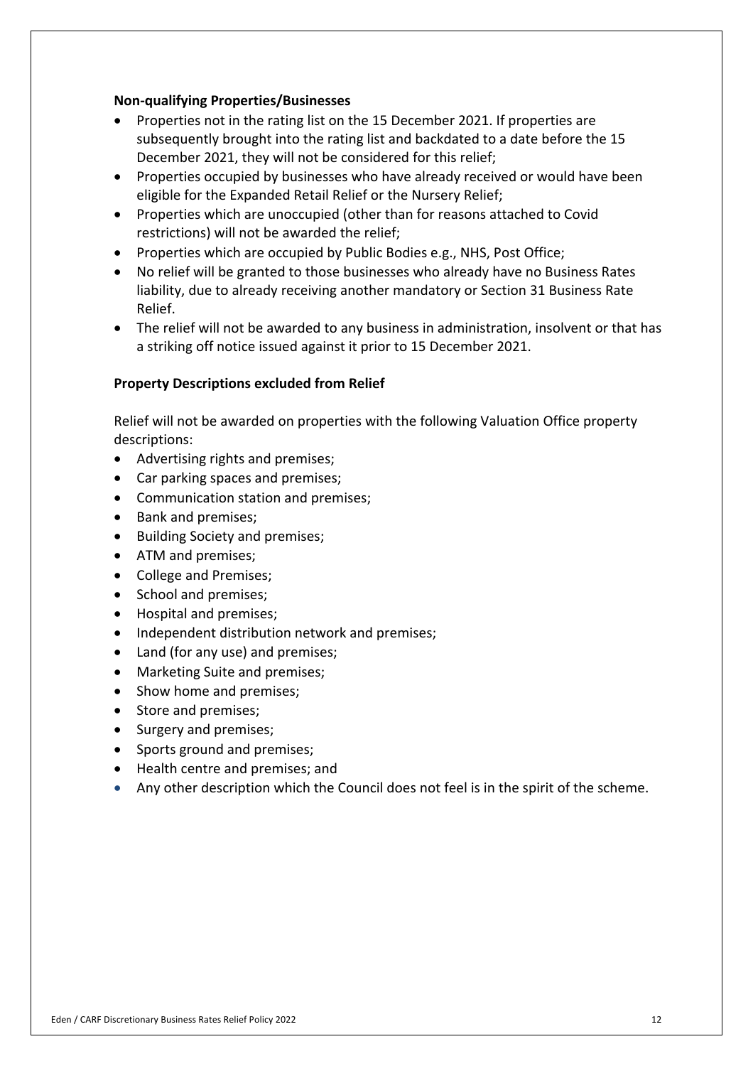**Non-qualifying Properties/Businesses**

- Properties not in the rating list on the 15 December 2021. If properties are subsequently brought into the rating list and backdated to a date before the 15 December 2021, they will not be considered for this relief;
- Properties occupied by businesses who have already received or would have been eligible for the Expanded Retail Relief or the Nursery Relief;
- Properties which are unoccupied (other than for reasons attached to Covid restrictions) will not be awarded the relief;
- Properties which are occupied by Public Bodies e.g., NHS, Post Office;
- No relief will be granted to those businesses who already have no Business Rates liability, due to already receiving another mandatory or Section 31 Business Rate Relief.
- The relief will not be awarded to any business in administration, insolvent or that has a striking off notice issued against it prior to 15 December 2021.

**Property Descriptions excluded from Relief**

Relief will not be awarded on properties with the following Valuation Office property descriptions:

- Advertising rights and premises;
- Car parking spaces and premises;
- Communication station and premises;
- Bank and premises;
- Building Society and premises;
- ATM and premises;
- College and Premises;
- School and premises;
- Hospital and premises;
- Independent distribution network and premises;
- Land (for any use) and premises;
- Marketing Suite and premises;
- Show home and premises;
- Store and premises;
- Surgery and premises;
- Sports ground and premises;
- Health centre and premises; and
- Any other description which the Council does not feel is in the spirit of the scheme.